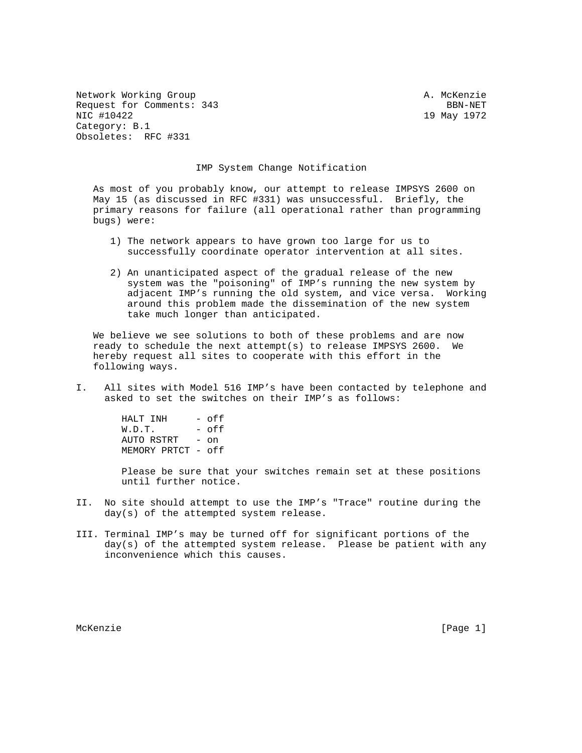Network Working Group A. McKenzie
Request for Comments: 343 BBN-NET
NIC #10422 19 May 1972
Category: B.1
Obsoletes: RFC #331

# IMP System Change Notification

As most of you probably know, our attempt to release IMPSYS 2600 on May 15 (as discussed in RFC #331) was unsuccessful. Briefly, the primary reasons for failure (all operational rather than programming bugs) were:

1) The network appears to have grown too large for us to successfully coordinate operator intervention at all sites.

2) An unanticipated aspect of the gradual release of the new system was the "poisoning" of IMP's running the new system by adjacent IMP's running the old system, and vice versa. Working around this problem made the dissemination of the new system take much longer than anticipated.

We believe we see solutions to both of these problems and are now ready to schedule the next attempt(s) to release IMPSYS 2600. We hereby request all sites to cooperate with this effort in the following ways.

I. All sites with Model 516 IMP's have been contacted by telephone and asked to set the switches on their IMP's as follows:

```
HALT INH     - off
W.D.T.       - off
AUTO RSTRT   - on
MEMORY PRTCT - off
```

Please be sure that your switches remain set at these positions until further notice.

II. No site should attempt to use the IMP's "Trace" routine during the day(s) of the attempted system release.

III. Terminal IMP's may be turned off for significant portions of the day(s) of the attempted system release. Please be patient with any inconvenience which this causes.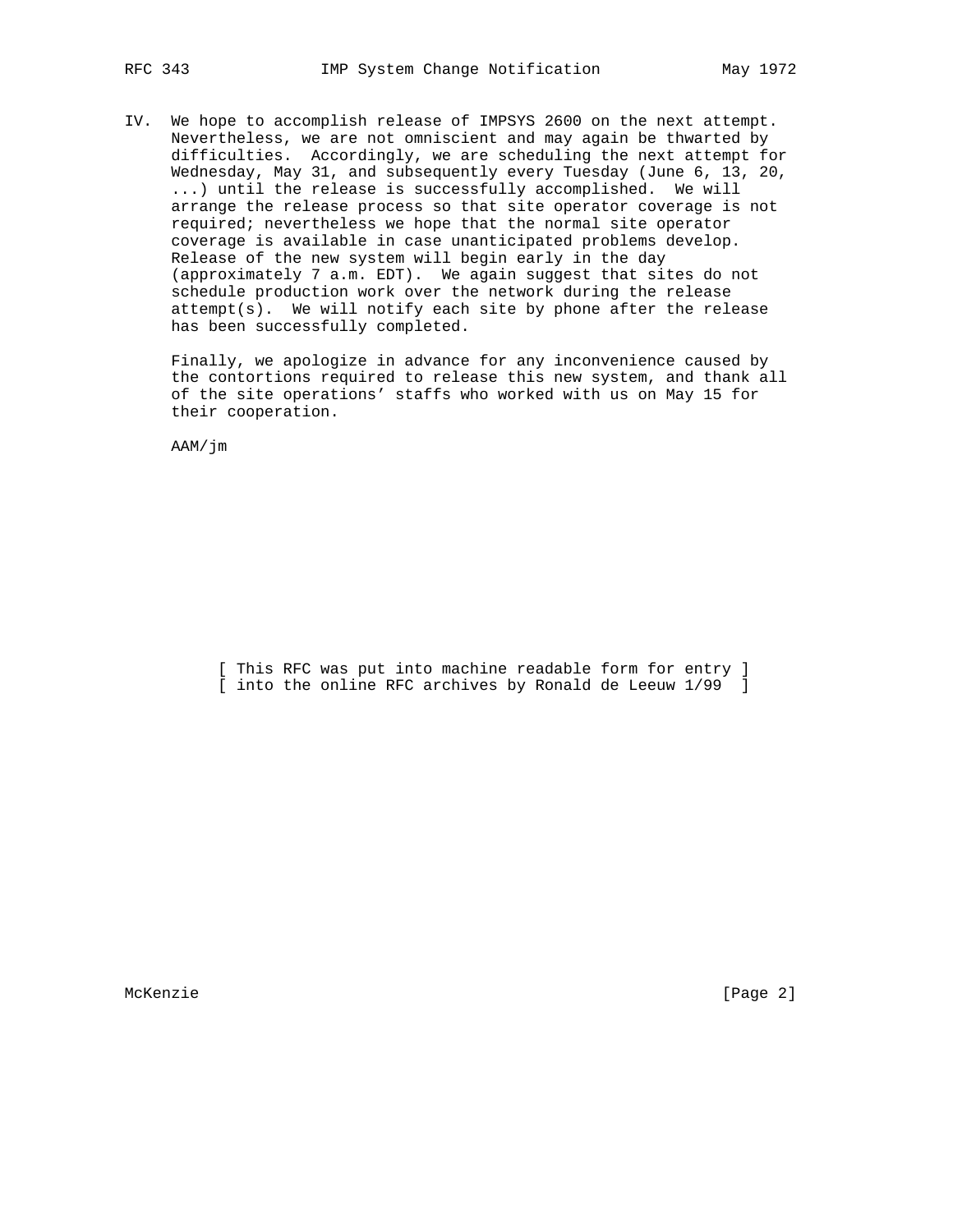IV. We hope to accomplish release of IMPSYS 2600 on the next attempt. Nevertheless, we are not omniscient and may again be thwarted by difficulties. Accordingly, we are scheduling the next attempt for Wednesday, May 31, and subsequently every Tuesday (June 6, 13, 20, ...) until the release is successfully accomplished. We will arrange the release process so that site operator coverage is not required; nevertheless we hope that the normal site operator coverage is available in case unanticipated problems develop. Release of the new system will begin early in the day (approximately 7 a.m. EDT). We again suggest that sites do not schedule production work over the network during the release attempt(s). We will notify each site by phone after the release has been successfully completed.

Finally, we apologize in advance for any inconvenience caused by the contortions required to release this new system, and thank all of the site operations' staffs who worked with us on May 15 for their cooperation.

AAM/jm

[ This RFC was put into machine readable form for entry ]
[ into the online RFC archives by Ronald de Leeuw 1/99 ]